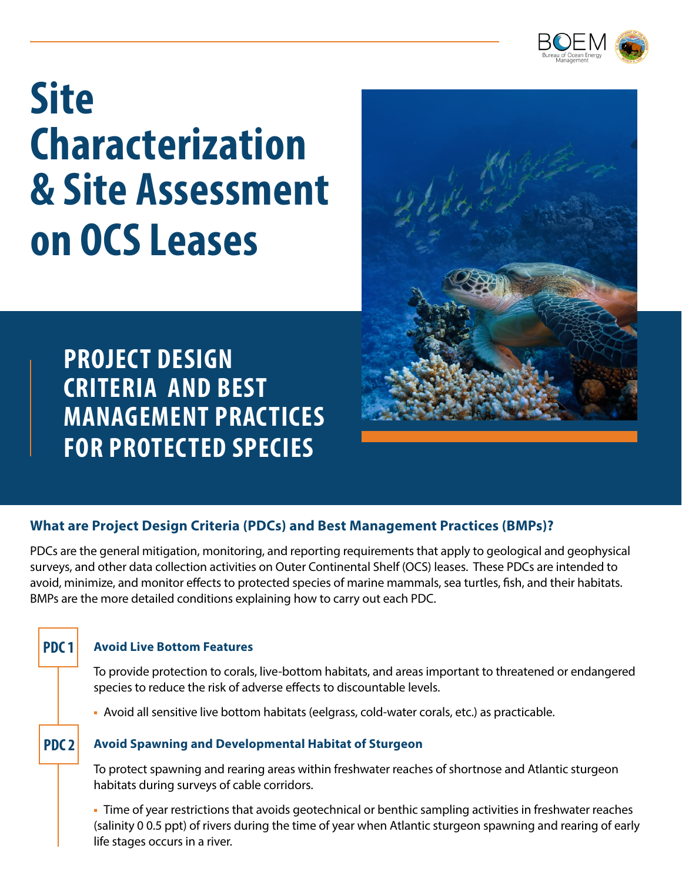# Site Characterization & Site Assessment on OCS Leases

## PROJECT DESIGN CRITERIA AND BEST MANAGEMENT PRACTICES FOR PROTECTED SPECIES

### What are Project Design Criteria (PDCs) and Best Management Practices (BMPs)?

PDCs are the general mitigation, monitoring, and reporting requirements that apply to geological and geophysical surveys, and other data collection activities on Outer Continental Shelf (OCS) leases. These PDCs are intended to avoid, minimize, and monitor effects to protected species of marine mammals, sea turtles, fish, and their habitats. BMPs are the more detailed conditions explaining how to carry out each PDC.

**PDC 1**

#### Avoid Live Bottom Features

To provide protection to corals, live-bottom habitats, and areas important to threatened or endangered species to reduce the risk of adverse effects to discountable levels.

- Avoid all sensitive live bottom habitats (eelgrass, cold-water corals, etc.) as practicable.

**PDC 2**

#### Avoid Spawning and Developmental Habitat of Sturgeon

To protect spawning and rearing areas within freshwater reaches of shortnose and Atlantic sturgeon habitats during surveys of cable corridors.

- Time of year restrictions that avoids geotechnical or benthic sampling activities in freshwater reaches (salinity 0 0.5 ppt) of rivers during the time of year when Atlantic sturgeon spawning and rearing of early life stages occurs in a river.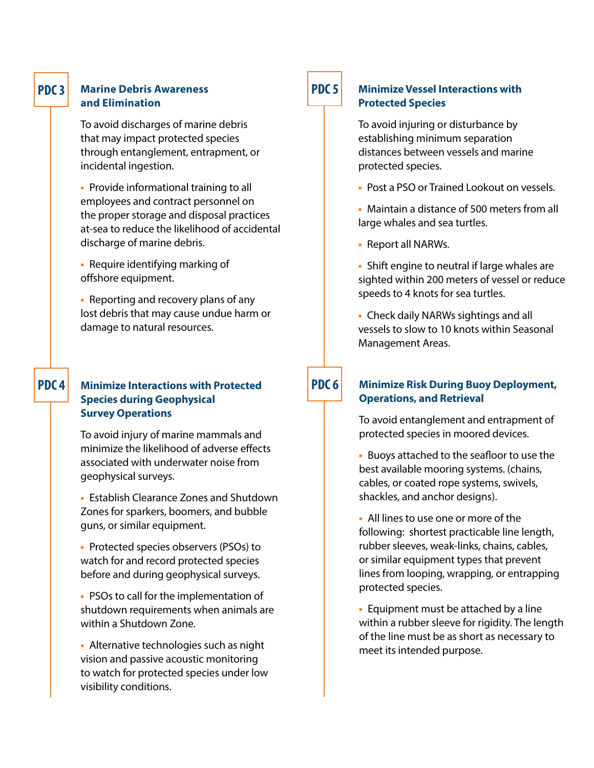## PDC 3 — Marine Debris Awareness and Elimination

To avoid discharges of marine debris that may impact protected species through entanglement, entrapment, or incidental ingestion.

- Provide informational training to all employees and contract personnel on the proper storage and disposal practices at-sea to reduce the likelihood of accidental discharge of marine debris.
- Require identifying marking of offshore equipment.
- Reporting and recovery plans of any lost debris that may cause undue harm or damage to natural resources.

## PDC 4 — Minimize Interactions with Protected Species during Geophysical Survey Operations

To avoid injury of marine mammals and minimize the likelihood of adverse effects associated with underwater noise from geophysical surveys.

- Establish Clearance Zones and Shutdown Zones for sparkers, boomers, and bubble guns, or similar equipment.
- Protected species observers (PSOs) to watch for and record protected species before and during geophysical surveys.
- PSOs to call for the implementation of shutdown requirements when animals are within a Shutdown Zone.
- Alternative technologies such as night vision and passive acoustic monitoring to watch for protected species under low visibility conditions.

## PDC 5 — Minimize Vessel Interactions with Protected Species

To avoid injuring or disturbance by establishing minimum separation distances between vessels and marine protected species.

- Post a PSO or Trained Lookout on vessels.
- Maintain a distance of 500 meters from all large whales and sea turtles.
- Report all NARWs.
- Shift engine to neutral if large whales are sighted within 200 meters of vessel or reduce speeds to 4 knots for sea turtles.
- Check daily NARWs sightings and all vessels to slow to 10 knots within Seasonal Management Areas.

## PDC 6 — Minimize Risk During Buoy Deployment, Operations, and Retrieval

To avoid entanglement and entrapment of protected species in moored devices.

- Buoys attached to the seafloor to use the best available mooring systems. (chains, cables, or coated rope systems, swivels, shackles, and anchor designs).
- All lines to use one or more of the following: shortest practicable line length, rubber sleeves, weak-links, chains, cables, or similar equipment types that prevent lines from looping, wrapping, or entrapping protected species.
- Equipment must be attached by a line within a rubber sleeve for rigidity. The length of the line must be as short as necessary to meet its intended purpose.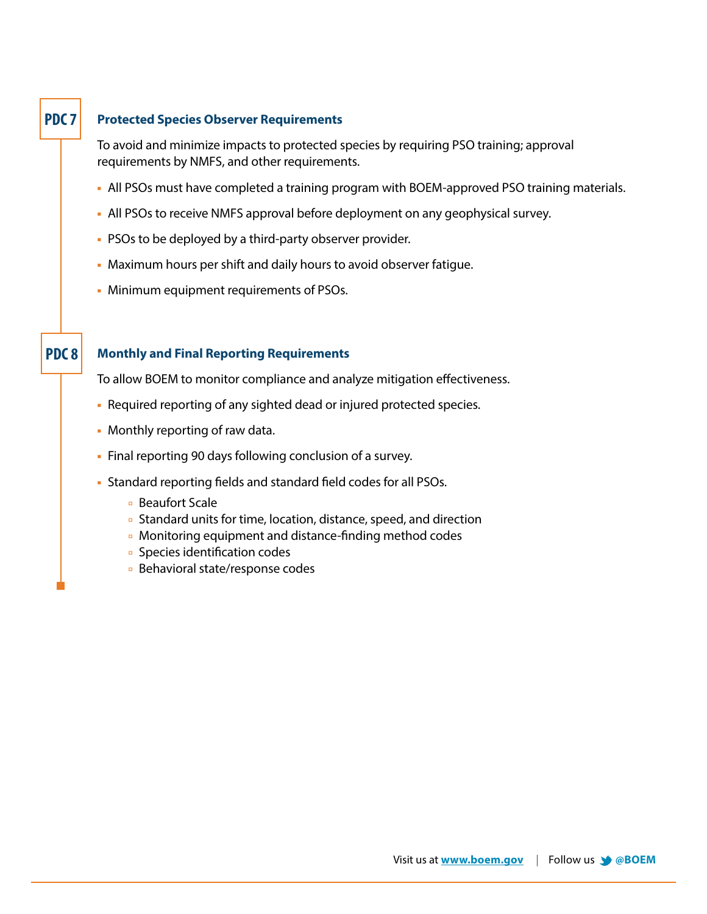## PDC 7

### Protected Species Observer Requirements

To avoid and minimize impacts to protected species by requiring PSO training; approval requirements by NMFS, and other requirements.

- All PSOs must have completed a training program with BOEM-approved PSO training materials.
- All PSOs to receive NMFS approval before deployment on any geophysical survey.
- PSOs to be deployed by a third-party observer provider.
- Maximum hours per shift and daily hours to avoid observer fatigue.
- Minimum equipment requirements of PSOs.

## PDC 8

### Monthly and Final Reporting Requirements

To allow BOEM to monitor compliance and analyze mitigation effectiveness.

- Required reporting of any sighted dead or injured protected species.
- Monthly reporting of raw data.
- Final reporting 90 days following conclusion of a survey.
- Standard reporting fields and standard field codes for all PSOs.
  - Beaufort Scale
  - Standard units for time, location, distance, speed, and direction
  - Monitoring equipment and distance-finding method codes
  - Species identification codes
  - Behavioral state/response codes

Visit us at **www.boem.gov** | Follow us **@BOEM**